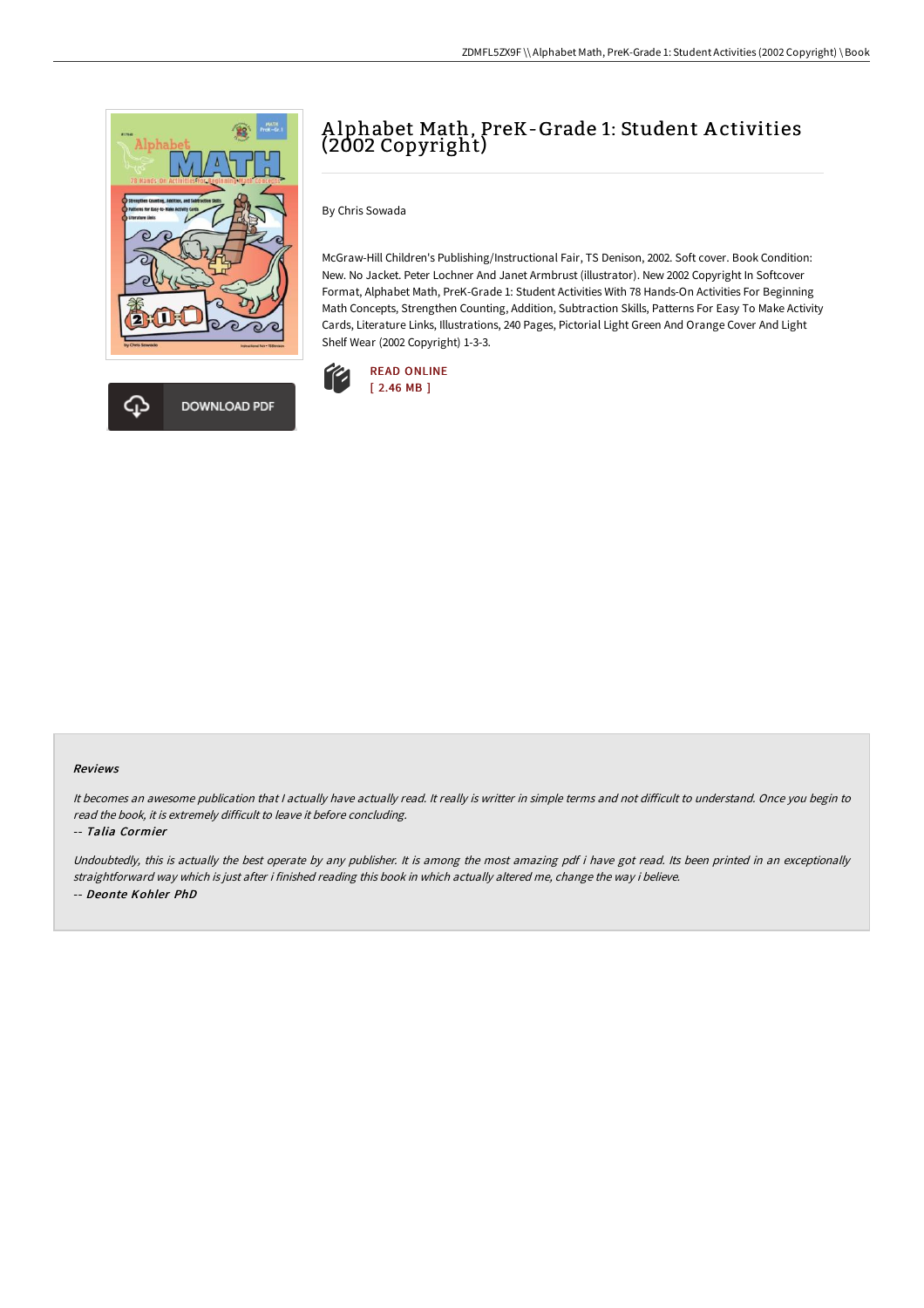# Alphabet Math, PreK-Grade 1: Student Activities (2002 Copyright)

By Chris Sowada

McGraw-Hill Children's Publishing/Instructional Fair, TS Denison, 2002. Soft cover. Book Condition: New. No Jacket. Peter Lochner And Janet Armbrust (illustrator). New 2002 Copyright In Softcover Format, Alphabet Math, PreK-Grade 1: Student Activities With 78 Hands-On Activities For Beginning Math Concepts, Strengthen Counting, Addition, Subtraction Skills, Patterns For Easy To Make Activity Cards, Literature Links, Illustrations, 240 Pages, Pictorial Light Green And Orange Cover And Light Shelf Wear (2002 Copyright) 1-3-3.

READ ONLINE
[ 2.46 MB ]

DOWNLOAD PDF

### Reviews

*It becomes an awesome publication that I actually have actually read. It really is writter in simple terms and not difficult to understand. Once you begin to read the book, it is extremely difficult to leave it before concluding.*

*-- Talia Cormier*

*Undoubtedly, this is actually the best operate by any publisher. It is among the most amazing pdf i have got read. Its been printed in an exceptionally straightforward way which is just after i finished reading this book in which actually altered me, change the way i believe.*

*-- Deonte Kohler PhD*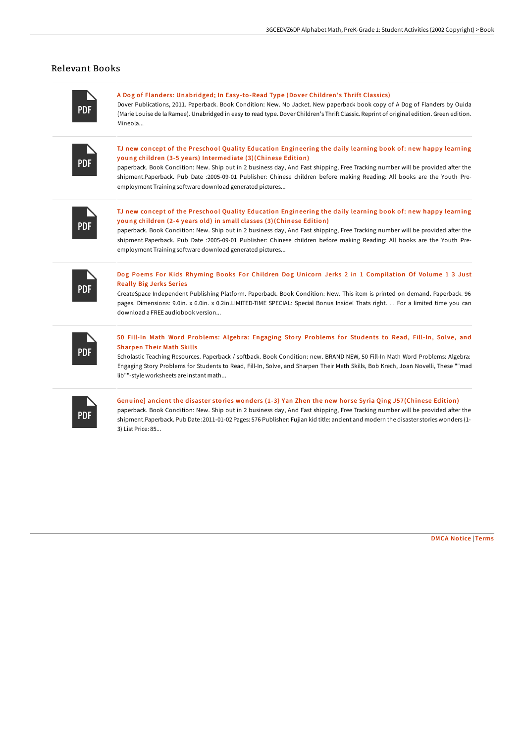## Relevant Books

PDF

**A Dog of Flanders: Unabridged; In Easy-to-Read Type (Dover Children's Thrift Classics)**

Dover Publications, 2011. Paperback. Book Condition: New. No Jacket. New paperback book copy of A Dog of Flanders by Ouida (Marie Louise de la Ramee). Unabridged in easy to read type. Dover Children's Thrift Classic. Reprint of original edition. Green edition. Mineola...

PDF

**TJ new concept of the Preschool Quality Education Engineering the daily learning book of: new happy learning young children (3-5 years) Intermediate (3)(Chinese Edition)**

paperback. Book Condition: New. Ship out in 2 business day, And Fast shipping, Free Tracking number will be provided after the shipment.Paperback. Pub Date :2005-09-01 Publisher: Chinese children before making Reading: All books are the Youth Pre-employment Training software download generated pictures...

PDF

**TJ new concept of the Preschool Quality Education Engineering the daily learning book of: new happy learning young children (2-4 years old) in small classes (3)(Chinese Edition)**

paperback. Book Condition: New. Ship out in 2 business day, And Fast shipping, Free Tracking number will be provided after the shipment.Paperback. Pub Date :2005-09-01 Publisher: Chinese children before making Reading: All books are the Youth Pre-employment Training software download generated pictures...

PDF

**Dog Poems For Kids Rhyming Books For Children Dog Unicorn Jerks 2 in 1 Compilation Of Volume 1 3 Just Really Big Jerks Series**

CreateSpace Independent Publishing Platform. Paperback. Book Condition: New. This item is printed on demand. Paperback. 96 pages. Dimensions: 9.0in. x 6.0in. x 0.2in.LIMITED-TIME SPECIAL: Special Bonus Inside! Thats right. . . For a limited time you can download a FREE audiobook version...

PDF

**50 Fill-In Math Word Problems: Algebra: Engaging Story Problems for Students to Read, Fill-In, Solve, and Sharpen Their Math Skills**

Scholastic Teaching Resources. Paperback / softback. Book Condition: new. BRAND NEW, 50 Fill-In Math Word Problems: Algebra: Engaging Story Problems for Students to Read, Fill-In, Solve, and Sharpen Their Math Skills, Bob Krech, Joan Novelli, These ""mad lib""-style worksheets are instant math...

PDF

**Genuine] ancient the disaster stories wonders (1-3) Yan Zhen the new horse Syria Qing J57(Chinese Edition)**

paperback. Book Condition: New. Ship out in 2 business day, And Fast shipping, Free Tracking number will be provided after the shipment.Paperback. Pub Date :2011-01-02 Pages: 576 Publisher: Fujian kid title: ancient and modern the disaster stories wonders (1-3) List Price: 85...

DMCA Notice | Terms